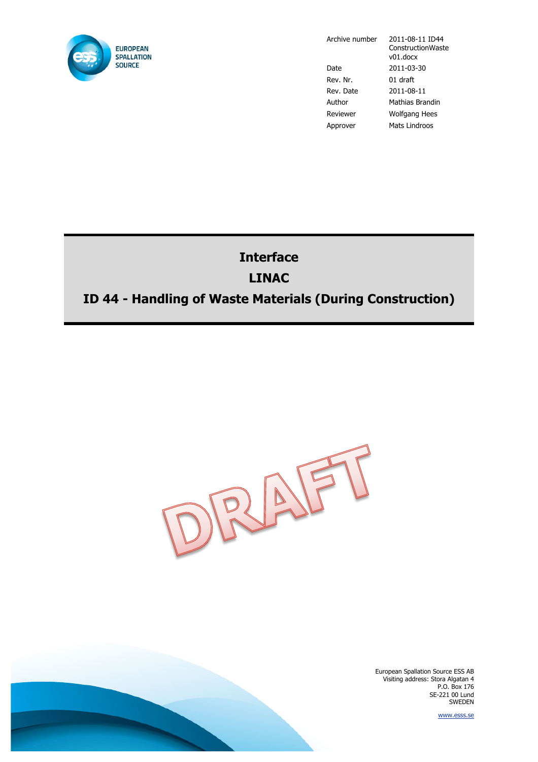| | |
|---|---|
| Archive number | 2011-08-11 ID44 ConstructionWaste v01.docx |
| Date | 2011-03-30 |
| Rev. Nr. | 01 draft |
| Rev. Date | 2011-08-11 |
| Author | Mathias Brandin |
| Reviewer | Wolfgang Hees |
| Approver | Mats Lindroos |

# Interface

# LINAC

# ID 44 - Handling of Waste Materials (During Construction)

DRAFT

European Spallation Source ESS AB
Visiting address: Stora Algatan 4
P.O. Box 176
SE-221 00 Lund
SWEDEN

www.esss.se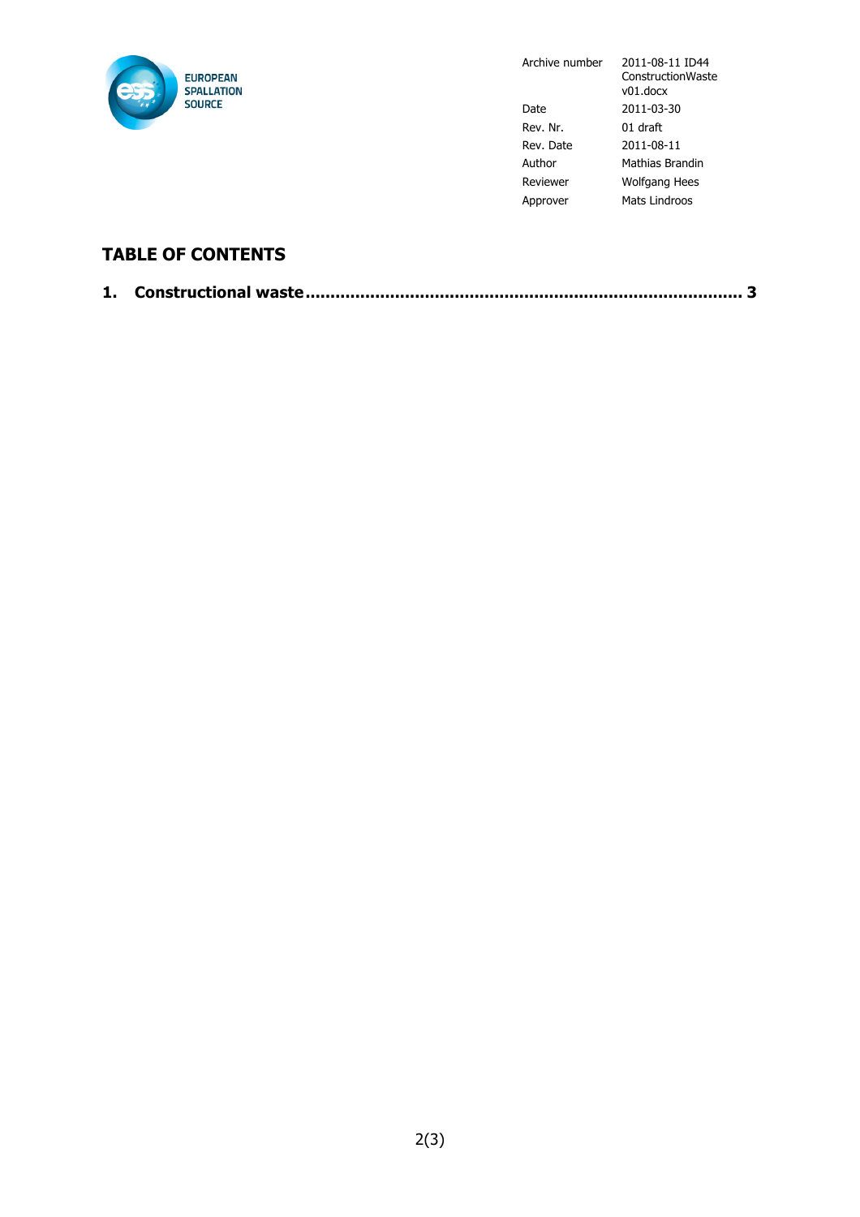EUROPEAN SPALLATION SOURCE

| | |
|---|---|
| Archive number | 2011-08-11 ID44 ConstructionWaste v01.docx |
| Date | 2011-03-30 |
| Rev. Nr. | 01 draft |
| Rev. Date | 2011-08-11 |
| Author | Mathias Brandin |
| Reviewer | Wolfgang Hees |
| Approver | Mats Lindroos |

## TABLE OF CONTENTS

**1. Constructional waste ........................................................................................ 3**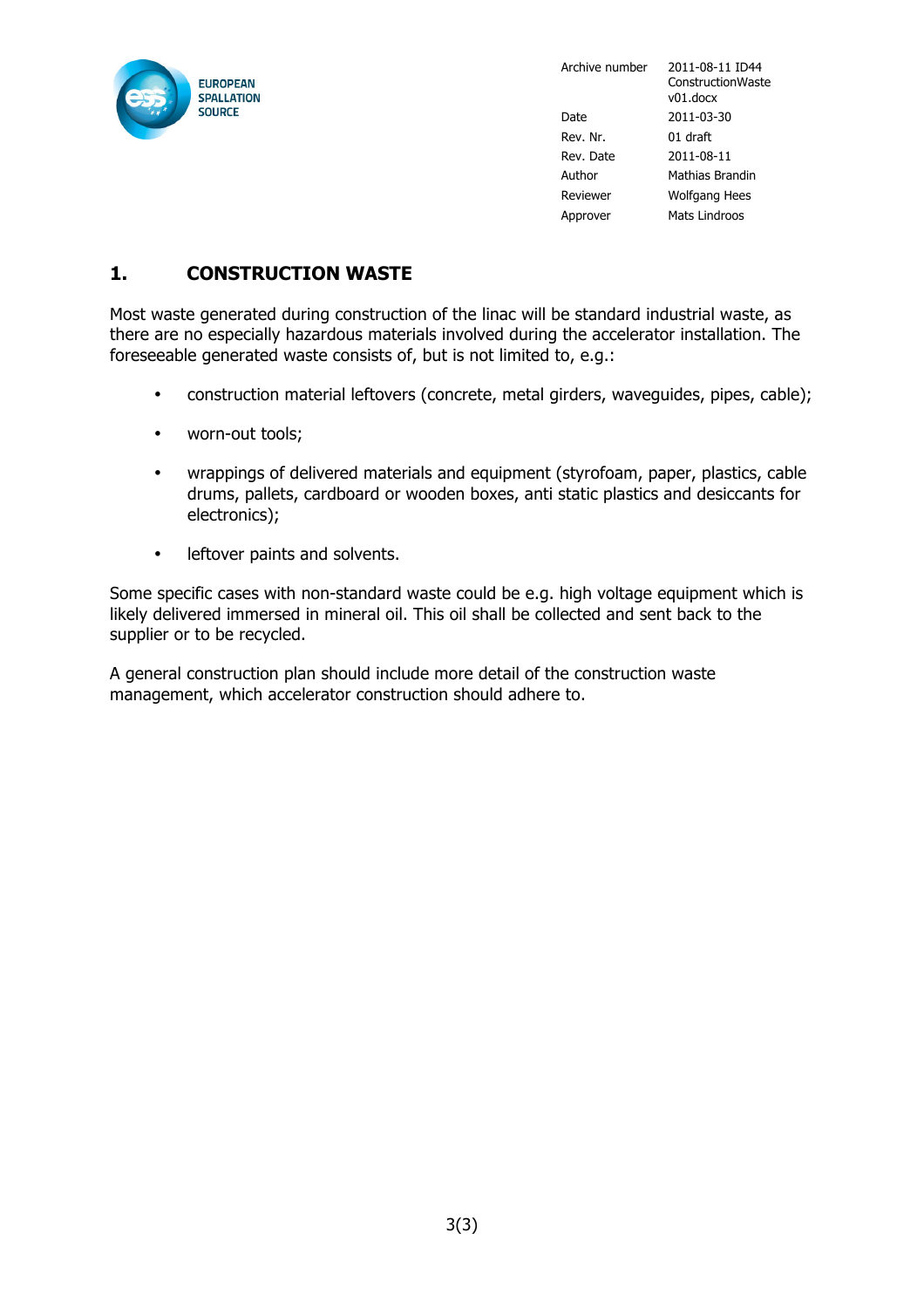| | |
|---|---|
| Archive number | 2011-08-11 ID44 ConstructionWaste v01.docx |
| Date | 2011-03-30 |
| Rev. Nr. | 01 draft |
| Rev. Date | 2011-08-11 |
| Author | Mathias Brandin |
| Reviewer | Wolfgang Hees |
| Approver | Mats Lindroos |

# 1. CONSTRUCTION WASTE

Most waste generated during construction of the linac will be standard industrial waste, as there are no especially hazardous materials involved during the accelerator installation. The foreseeable generated waste consists of, but is not limited to, e.g.:

- construction material leftovers (concrete, metal girders, waveguides, pipes, cable);
- worn-out tools;
- wrappings of delivered materials and equipment (styrofoam, paper, plastics, cable drums, pallets, cardboard or wooden boxes, anti static plastics and desiccants for electronics);
- leftover paints and solvents.

Some specific cases with non-standard waste could be e.g. high voltage equipment which is likely delivered immersed in mineral oil. This oil shall be collected and sent back to the supplier or to be recycled.

A general construction plan should include more detail of the construction waste management, which accelerator construction should adhere to.